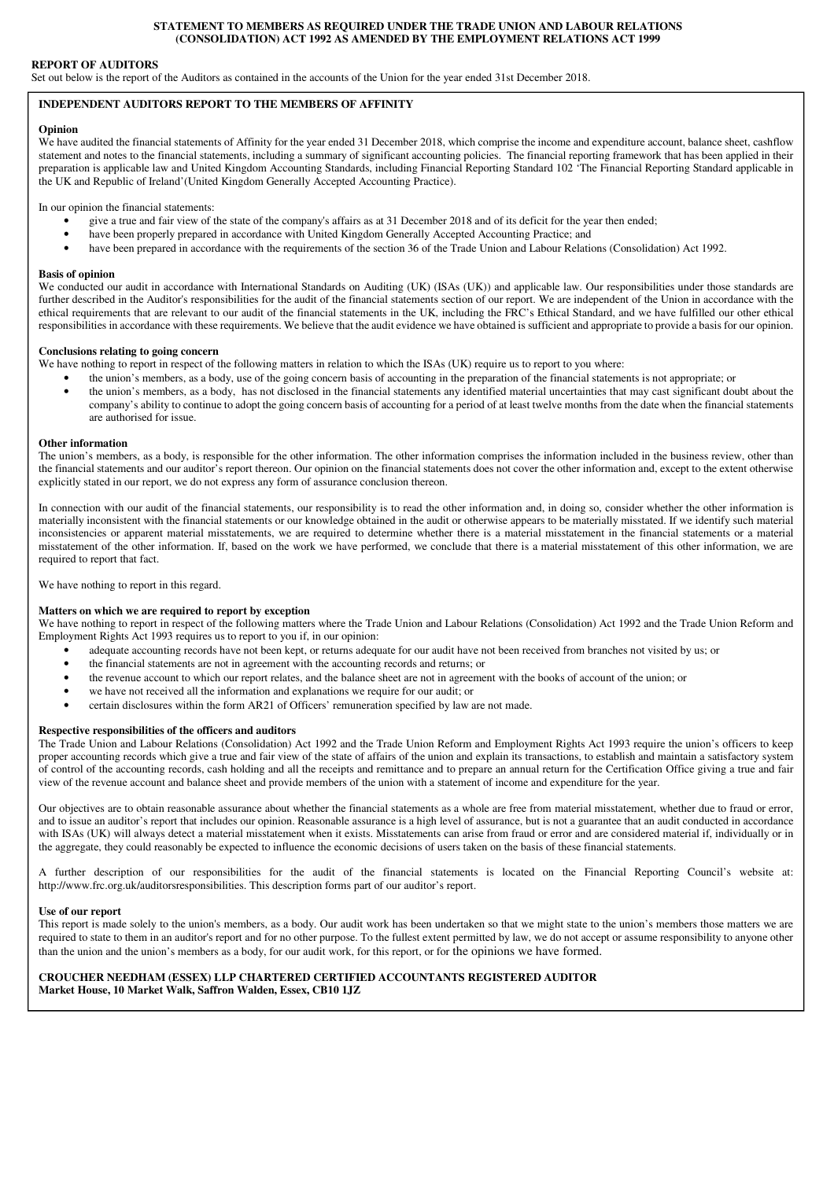# STATEMENT TO MEMBERS AS REQUIRED UNDER THE TRADE UNION AND LABOUR RELATIONS (CONSOLIDATION) ACT 1992 AS AMENDED BY THE EMPLOYMENT RELATIONS ACT 1999

## REPORT OF AUDITORS

Set out below is the report of the Auditors as contained in the accounts of the Union for the year ended 31st December 2018.

## INDEPENDENT AUDITORS REPORT TO THE MEMBERS OF AFFINITY

### Opinion

We have audited the financial statements of Affinity for the year ended 31 December 2018, which comprise the income and expenditure account, balance sheet, cashflow statement and notes to the financial statements, including a summary of significant accounting policies. The financial reporting framework that has been applied in their preparation is applicable law and United Kingdom Accounting Standards, including Financial Reporting Standard 102 'The Financial Reporting Standard applicable in the UK and Republic of Ireland'(United Kingdom Generally Accepted Accounting Practice).

In our opinion the financial statements:

- give a true and fair view of the state of the company's affairs as at 31 December 2018 and of its deficit for the year then ended;
- have been properly prepared in accordance with United Kingdom Generally Accepted Accounting Practice; and
- have been prepared in accordance with the requirements of the section 36 of the Trade Union and Labour Relations (Consolidation) Act 1992.

### Basis of opinion

We conducted our audit in accordance with International Standards on Auditing (UK) (ISAs (UK)) and applicable law. Our responsibilities under those standards are further described in the Auditor's responsibilities for the audit of the financial statements section of our report. We are independent of the Union in accordance with the ethical requirements that are relevant to our audit of the financial statements in the UK, including the FRC's Ethical Standard, and we have fulfilled our other ethical responsibilities in accordance with these requirements. We believe that the audit evidence we have obtained is sufficient and appropriate to provide a basis for our opinion.

### Conclusions relating to going concern

We have nothing to report in respect of the following matters in relation to which the ISAs (UK) require us to report to you where:

- the union's members, as a body, use of the going concern basis of accounting in the preparation of the financial statements is not appropriate; or
- the union's members, as a body, has not disclosed in the financial statements any identified material uncertainties that may cast significant doubt about the company's ability to continue to adopt the going concern basis of accounting for a period of at least twelve months from the date when the financial statements are authorised for issue.

### Other information

The union's members, as a body, is responsible for the other information. The other information comprises the information included in the business review, other than the financial statements and our auditor's report thereon. Our opinion on the financial statements does not cover the other information and, except to the extent otherwise explicitly stated in our report, we do not express any form of assurance conclusion thereon.

In connection with our audit of the financial statements, our responsibility is to read the other information and, in doing so, consider whether the other information is materially inconsistent with the financial statements or our knowledge obtained in the audit or otherwise appears to be materially misstated. If we identify such material inconsistencies or apparent material misstatements, we are required to determine whether there is a material misstatement in the financial statements or a material misstatement of the other information. If, based on the work we have performed, we conclude that there is a material misstatement of this other information, we are required to report that fact.

We have nothing to report in this regard.

### Matters on which we are required to report by exception

We have nothing to report in respect of the following matters where the Trade Union and Labour Relations (Consolidation) Act 1992 and the Trade Union Reform and Employment Rights Act 1993 requires us to report to you if, in our opinion:

- adequate accounting records have not been kept, or returns adequate for our audit have not been received from branches not visited by us; or
- the financial statements are not in agreement with the accounting records and returns; or
- the revenue account to which our report relates, and the balance sheet are not in agreement with the books of account of the union; or
- we have not received all the information and explanations we require for our audit; or
- certain disclosures within the form AR21 of Officers' remuneration specified by law are not made.

### Respective responsibilities of the officers and auditors

The Trade Union and Labour Relations (Consolidation) Act 1992 and the Trade Union Reform and Employment Rights Act 1993 require the union's officers to keep proper accounting records which give a true and fair view of the state of affairs of the union and explain its transactions, to establish and maintain a satisfactory system of control of the accounting records, cash holding and all the receipts and remittance and to prepare an annual return for the Certification Office giving a true and fair view of the revenue account and balance sheet and provide members of the union with a statement of income and expenditure for the year.

Our objectives are to obtain reasonable assurance about whether the financial statements as a whole are free from material misstatement, whether due to fraud or error, and to issue an auditor's report that includes our opinion. Reasonable assurance is a high level of assurance, but is not a guarantee that an audit conducted in accordance with ISAs (UK) will always detect a material misstatement when it exists. Misstatements can arise from fraud or error and are considered material if, individually or in the aggregate, they could reasonably be expected to influence the economic decisions of users taken on the basis of these financial statements.

A further description of our responsibilities for the audit of the financial statements is located on the Financial Reporting Council's website at: http://www.frc.org.uk/auditorsresponsibilities. This description forms part of our auditor's report.

### Use of our report

This report is made solely to the union's members, as a body. Our audit work has been undertaken so that we might state to the union's members those matters we are required to state to them in an auditor's report and for no other purpose. To the fullest extent permitted by law, we do not accept or assume responsibility to anyone other than the union and the union's members as a body, for our audit work, for this report, or for the opinions we have formed.

**CROUCHER NEEDHAM (ESSEX) LLP CHARTERED CERTIFIED ACCOUNTANTS REGISTERED AUDITOR**
**Market House, 10 Market Walk, Saffron Walden, Essex, CB10 1JZ**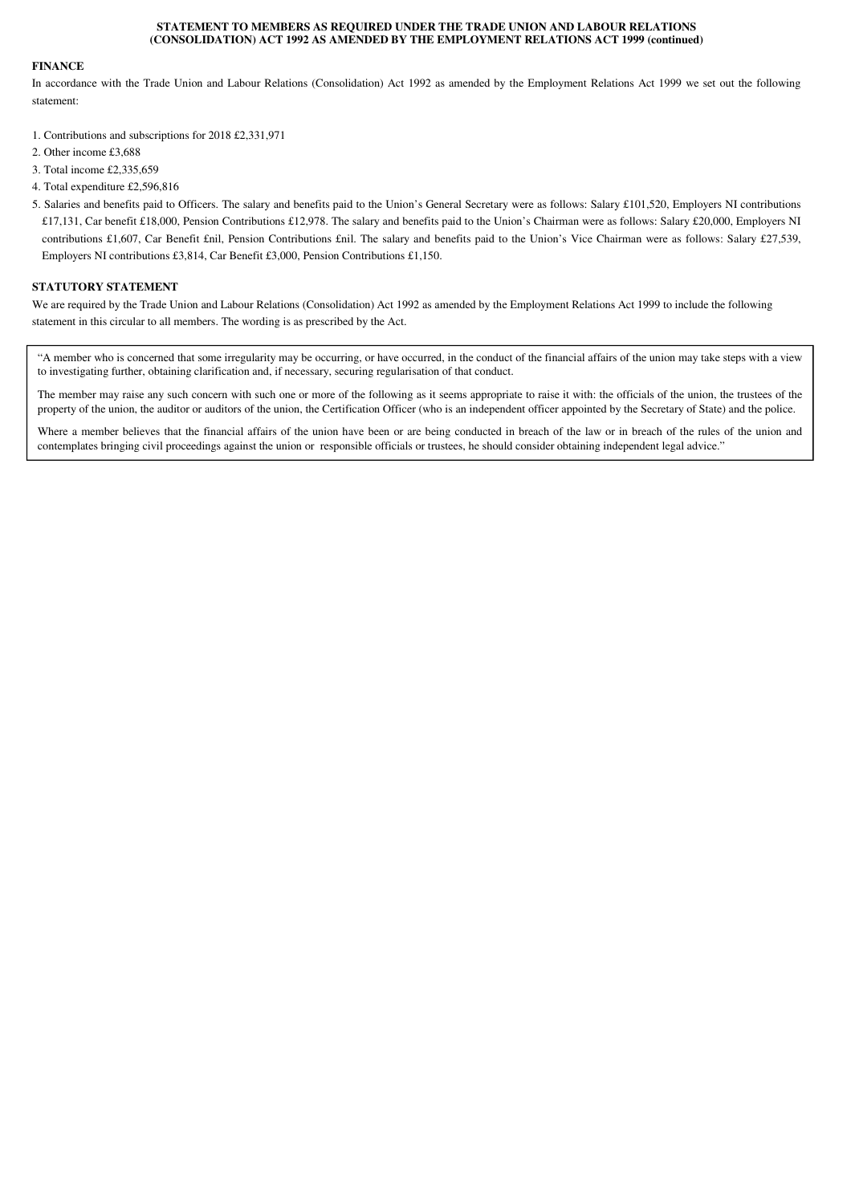**STATEMENT TO MEMBERS AS REQUIRED UNDER THE TRADE UNION AND LABOUR RELATIONS (CONSOLIDATION) ACT 1992 AS AMENDED BY THE EMPLOYMENT RELATIONS ACT 1999 (continued)**

## FINANCE

In accordance with the Trade Union and Labour Relations (Consolidation) Act 1992 as amended by the Employment Relations Act 1999 we set out the following statement:

1. Contributions and subscriptions for 2018 £2,331,971
2. Other income £3,688
3. Total income £2,335,659
4. Total expenditure £2,596,816
5. Salaries and benefits paid to Officers. The salary and benefits paid to the Union's General Secretary were as follows: Salary £101,520, Employers NI contributions £17,131, Car benefit £18,000, Pension Contributions £12,978. The salary and benefits paid to the Union's Chairman were as follows: Salary £20,000, Employers NI contributions £1,607, Car Benefit £nil, Pension Contributions £nil. The salary and benefits paid to the Union's Vice Chairman were as follows: Salary £27,539, Employers NI contributions £3,814, Car Benefit £3,000, Pension Contributions £1,150.

## STATUTORY STATEMENT

We are required by the Trade Union and Labour Relations (Consolidation) Act 1992 as amended by the Employment Relations Act 1999 to include the following statement in this circular to all members. The wording is as prescribed by the Act.

"A member who is concerned that some irregularity may be occurring, or have occurred, in the conduct of the financial affairs of the union may take steps with a view to investigating further, obtaining clarification and, if necessary, securing regularisation of that conduct.

The member may raise any such concern with such one or more of the following as it seems appropriate to raise it with: the officials of the union, the trustees of the property of the union, the auditor or auditors of the union, the Certification Officer (who is an independent officer appointed by the Secretary of State) and the police.

Where a member believes that the financial affairs of the union have been or are being conducted in breach of the law or in breach of the rules of the union and contemplates bringing civil proceedings against the union or responsible officials or trustees, he should consider obtaining independent legal advice."